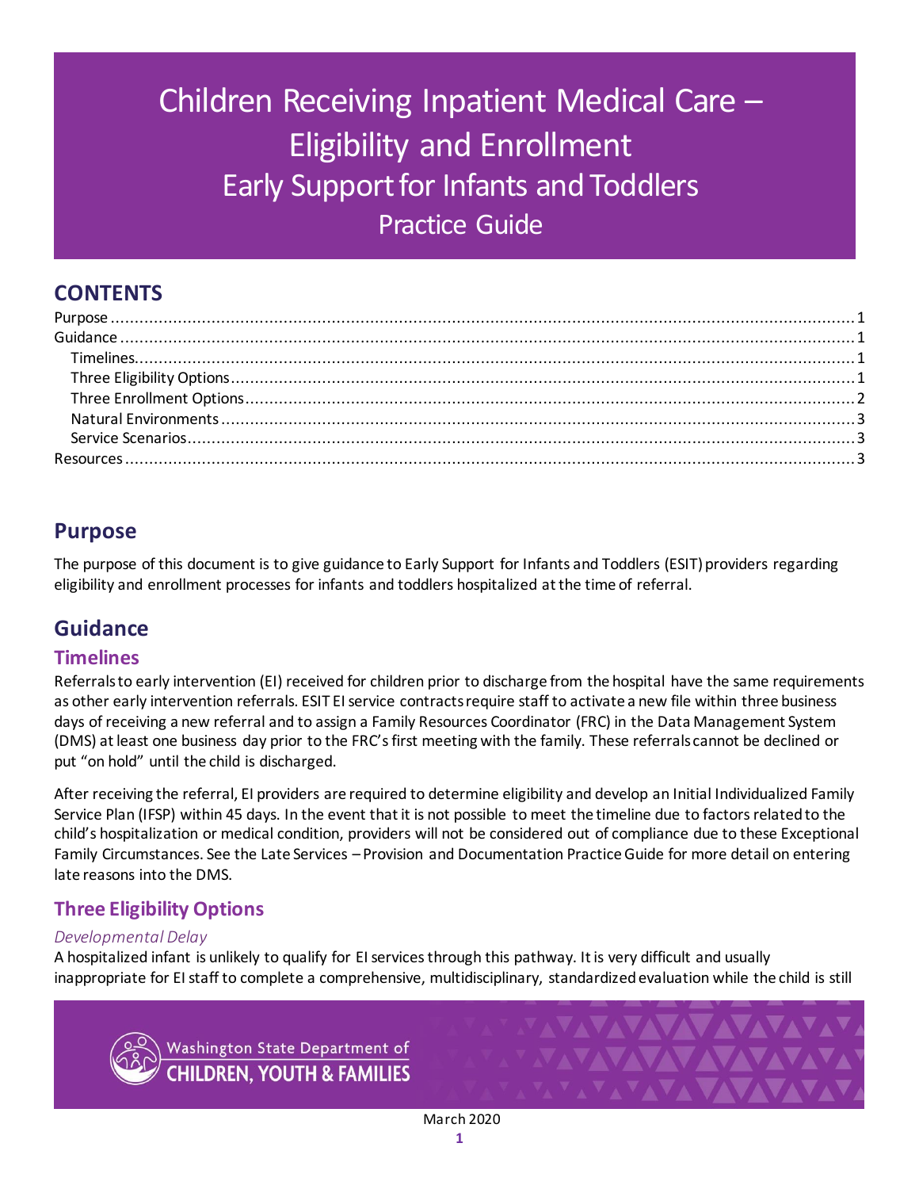# Children Receiving Inpatient Medical Care – Eligibility and Enrollment

## Early Support for Infants and Toddlers

### Practice Guide

## CONTENTS

- Purpose ........ 1
- Guidance ........ 1
  - Timelines ........ 1
  - Three Eligibility Options ........ 1
  - Three Enrollment Options ........ 2
  - Natural Environments ........ 3
  - Service Scenarios ........ 3
- Resources ........ 3

## Purpose

The purpose of this document is to give guidance to Early Support for Infants and Toddlers (ESIT) providers regarding eligibility and enrollment processes for infants and toddlers hospitalized at the time of referral.

## Guidance

### Timelines

Referrals to early intervention (EI) received for children prior to discharge from the hospital have the same requirements as other early intervention referrals. ESIT EI service contracts require staff to activate a new file within three business days of receiving a new referral and to assign a Family Resources Coordinator (FRC) in the Data Management System (DMS) at least one business day prior to the FRC's first meeting with the family. These referrals cannot be declined or put "on hold" until the child is discharged.

After receiving the referral, EI providers are required to determine eligibility and develop an Initial Individualized Family Service Plan (IFSP) within 45 days. In the event that it is not possible to meet the timeline due to factors related to the child's hospitalization or medical condition, providers will not be considered out of compliance due to these Exceptional Family Circumstances. See the Late Services – Provision and Documentation Practice Guide for more detail on entering late reasons into the DMS.

### Three Eligibility Options

#### *Developmental Delay*

A hospitalized infant is unlikely to qualify for EI services through this pathway. It is very difficult and usually inappropriate for EI staff to complete a comprehensive, multidisciplinary, standardized evaluation while the child is still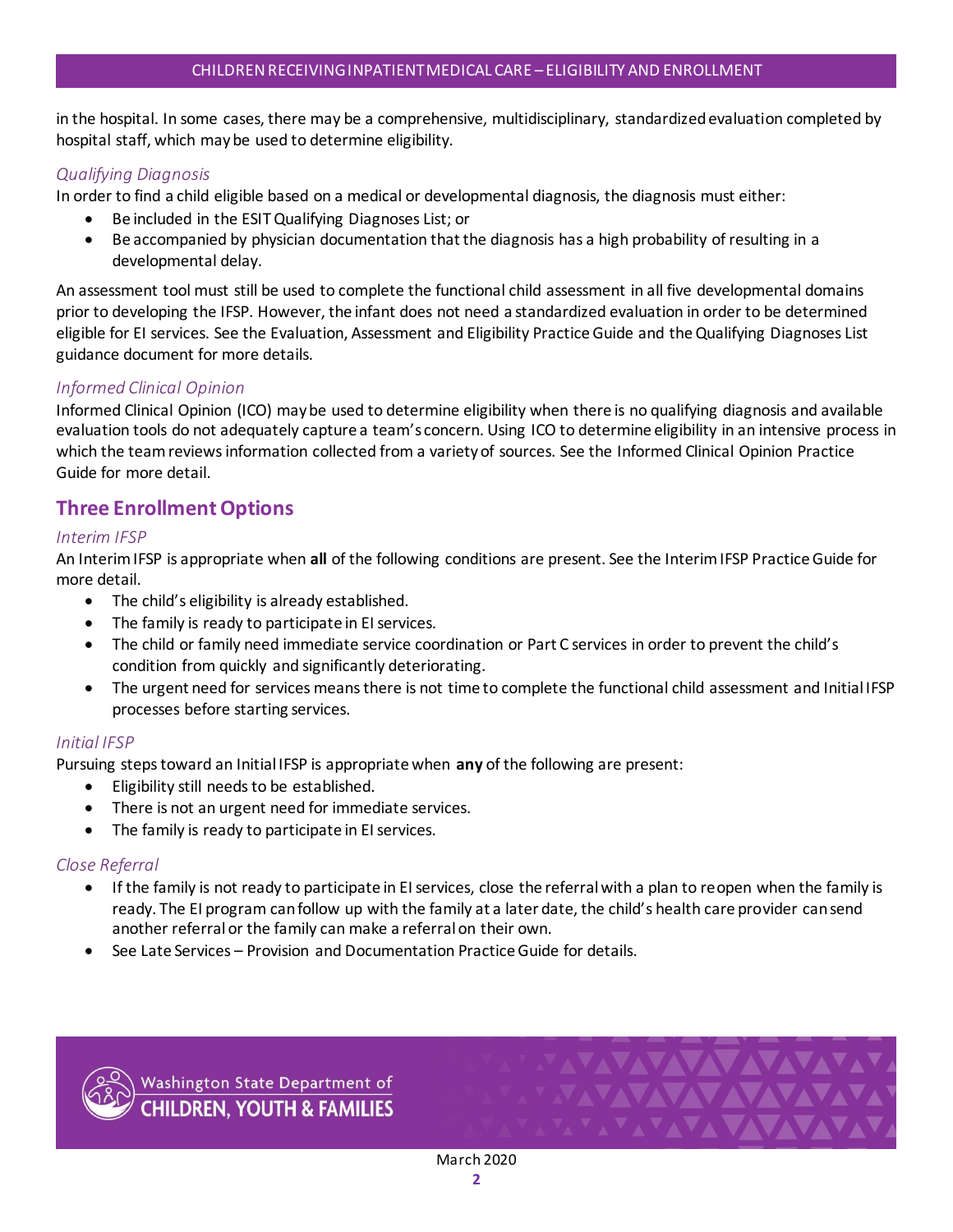in the hospital. In some cases, there may be a comprehensive, multidisciplinary, standardized evaluation completed by hospital staff, which may be used to determine eligibility.

### *Qualifying Diagnosis*

In order to find a child eligible based on a medical or developmental diagnosis, the diagnosis must either:

- Be included in the ESIT Qualifying Diagnoses List; or
- Be accompanied by physician documentation that the diagnosis has a high probability of resulting in a developmental delay.

An assessment tool must still be used to complete the functional child assessment in all five developmental domains prior to developing the IFSP. However, the infant does not need a standardized evaluation in order to be determined eligible for EI services. See the Evaluation, Assessment and Eligibility Practice Guide and the Qualifying Diagnoses List guidance document for more details.

### *Informed Clinical Opinion*

Informed Clinical Opinion (ICO) may be used to determine eligibility when there is no qualifying diagnosis and available evaluation tools do not adequately capture a team's concern. Using ICO to determine eligibility in an intensive process in which the team reviews information collected from a variety of sources. See the Informed Clinical Opinion Practice Guide for more detail.

## Three Enrollment Options

### *Interim IFSP*

An Interim IFSP is appropriate when **all** of the following conditions are present. See the Interim IFSP Practice Guide for more detail.

- The child's eligibility is already established.
- The family is ready to participate in EI services.
- The child or family need immediate service coordination or Part C services in order to prevent the child's condition from quickly and significantly deteriorating.
- The urgent need for services means there is not time to complete the functional child assessment and Initial IFSP processes before starting services.

### *Initial IFSP*

Pursuing steps toward an Initial IFSP is appropriate when **any** of the following are present:

- Eligibility still needs to be established.
- There is not an urgent need for immediate services.
- The family is ready to participate in EI services.

### *Close Referral*

- If the family is not ready to participate in EI services, close the referral with a plan to reopen when the family is ready. The EI program can follow up with the family at a later date, the child's health care provider can send another referral or the family can make a referral on their own.
- See Late Services – Provision and Documentation Practice Guide for details.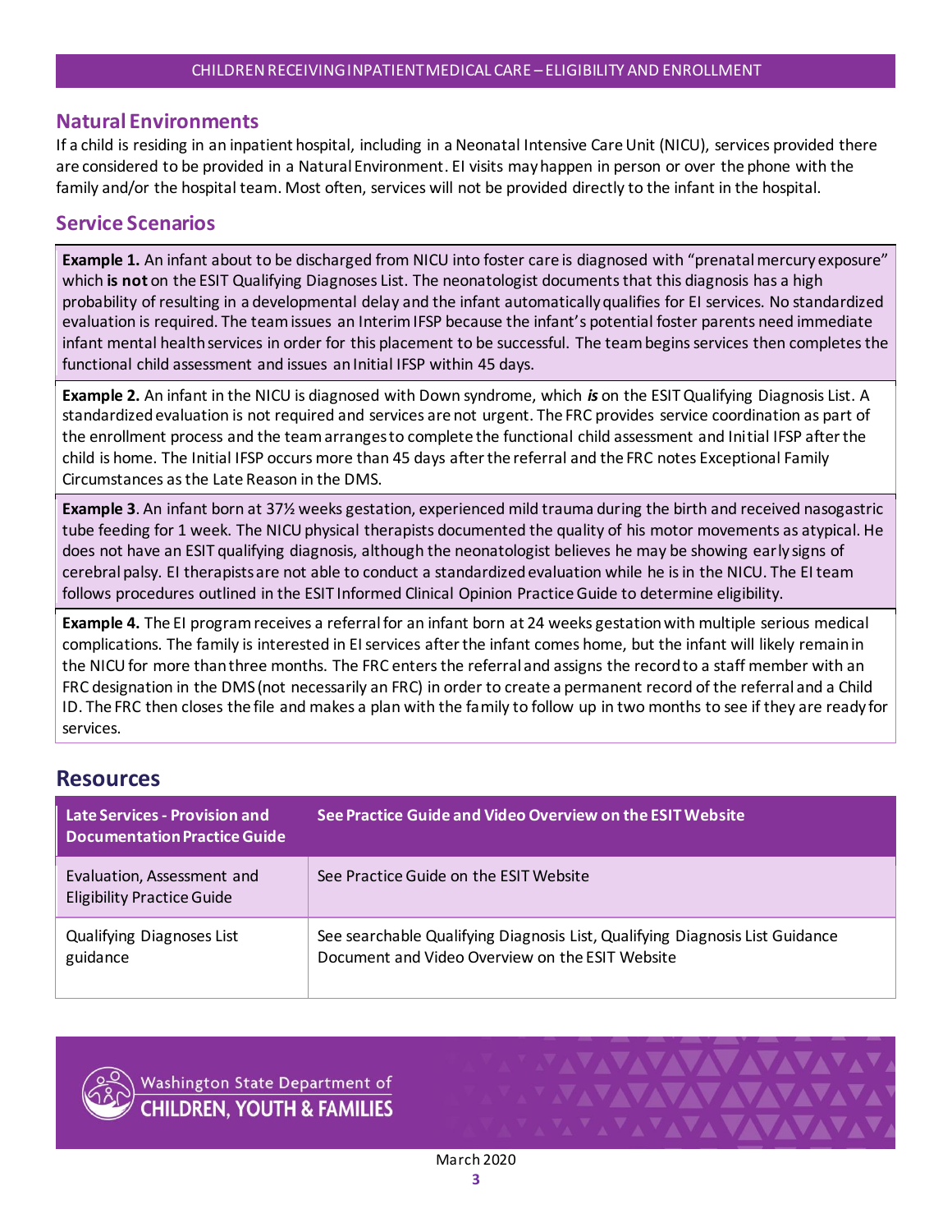## Natural Environments

If a child is residing in an inpatient hospital, including in a Neonatal Intensive Care Unit (NICU), services provided there are considered to be provided in a Natural Environment. EI visits may happen in person or over the phone with the family and/or the hospital team. Most often, services will not be provided directly to the infant in the hospital.

## Service Scenarios

**Example 1.** An infant about to be discharged from NICU into foster care is diagnosed with "prenatal mercury exposure" which **is not** on the ESIT Qualifying Diagnoses List. The neonatologist documents that this diagnosis has a high probability of resulting in a developmental delay and the infant automatically qualifies for EI services. No standardized evaluation is required. The team issues an Interim IFSP because the infant's potential foster parents need immediate infant mental health services in order for this placement to be successful. The team begins services then completes the functional child assessment and issues an Initial IFSP within 45 days.

**Example 2.** An infant in the NICU is diagnosed with Down syndrome, which ***is*** on the ESIT Qualifying Diagnosis List. A standardized evaluation is not required and services are not urgent. The FRC provides service coordination as part of the enrollment process and the team arranges to complete the functional child assessment and Initial IFSP after the child is home. The Initial IFSP occurs more than 45 days after the referral and the FRC notes Exceptional Family Circumstances as the Late Reason in the DMS.

**Example 3**. An infant born at 37½ weeks gestation, experienced mild trauma during the birth and received nasogastric tube feeding for 1 week. The NICU physical therapists documented the quality of his motor movements as atypical. He does not have an ESIT qualifying diagnosis, although the neonatologist believes he may be showing early signs of cerebral palsy. EI therapists are not able to conduct a standardized evaluation while he is in the NICU. The EI team follows procedures outlined in the ESIT Informed Clinical Opinion Practice Guide to determine eligibility.

**Example 4.** The EI program receives a referral for an infant born at 24 weeks gestation with multiple serious medical complications. The family is interested in EI services after the infant comes home, but the infant will likely remain in the NICU for more than three months. The FRC enters the referral and assigns the record to a staff member with an FRC designation in the DMS (not necessarily an FRC) in order to create a permanent record of the referral and a Child ID. The FRC then closes the file and makes a plan with the family to follow up in two months to see if they are ready for services.

## Resources

| Late Services - Provision and Documentation Practice Guide | See Practice Guide and Video Overview on the ESIT Website |
|---|---|
| Evaluation, Assessment and Eligibility Practice Guide | See Practice Guide on the ESIT Website |
| Qualifying Diagnoses List guidance | See searchable Qualifying Diagnosis List, Qualifying Diagnosis List Guidance Document and Video Overview on the ESIT Website |

Washington State Department of CHILDREN, YOUTH & FAMILIES

March 2020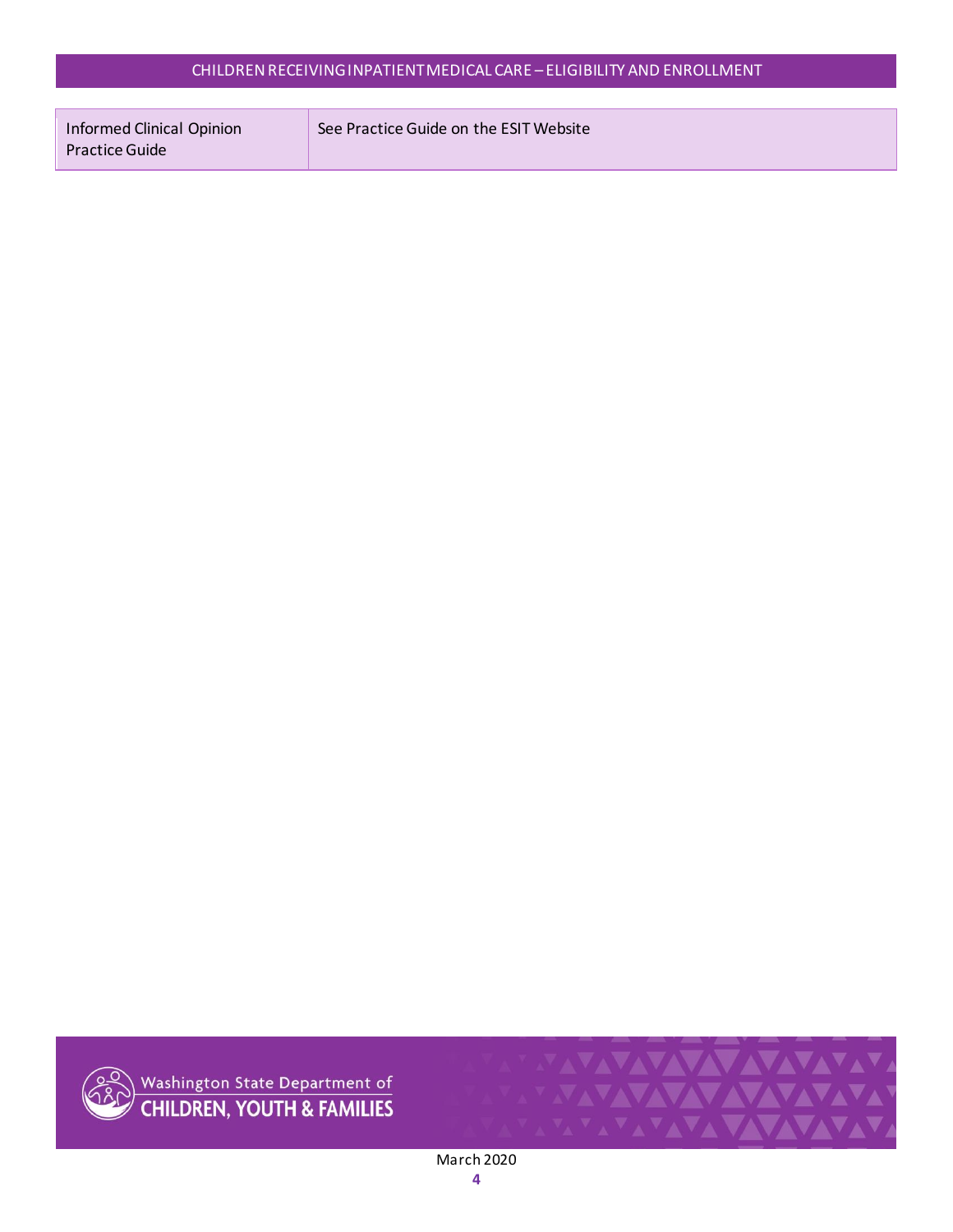| | |
|---|---|
| Informed Clinical Opinion Practice Guide | See Practice Guide on the ESIT Website |